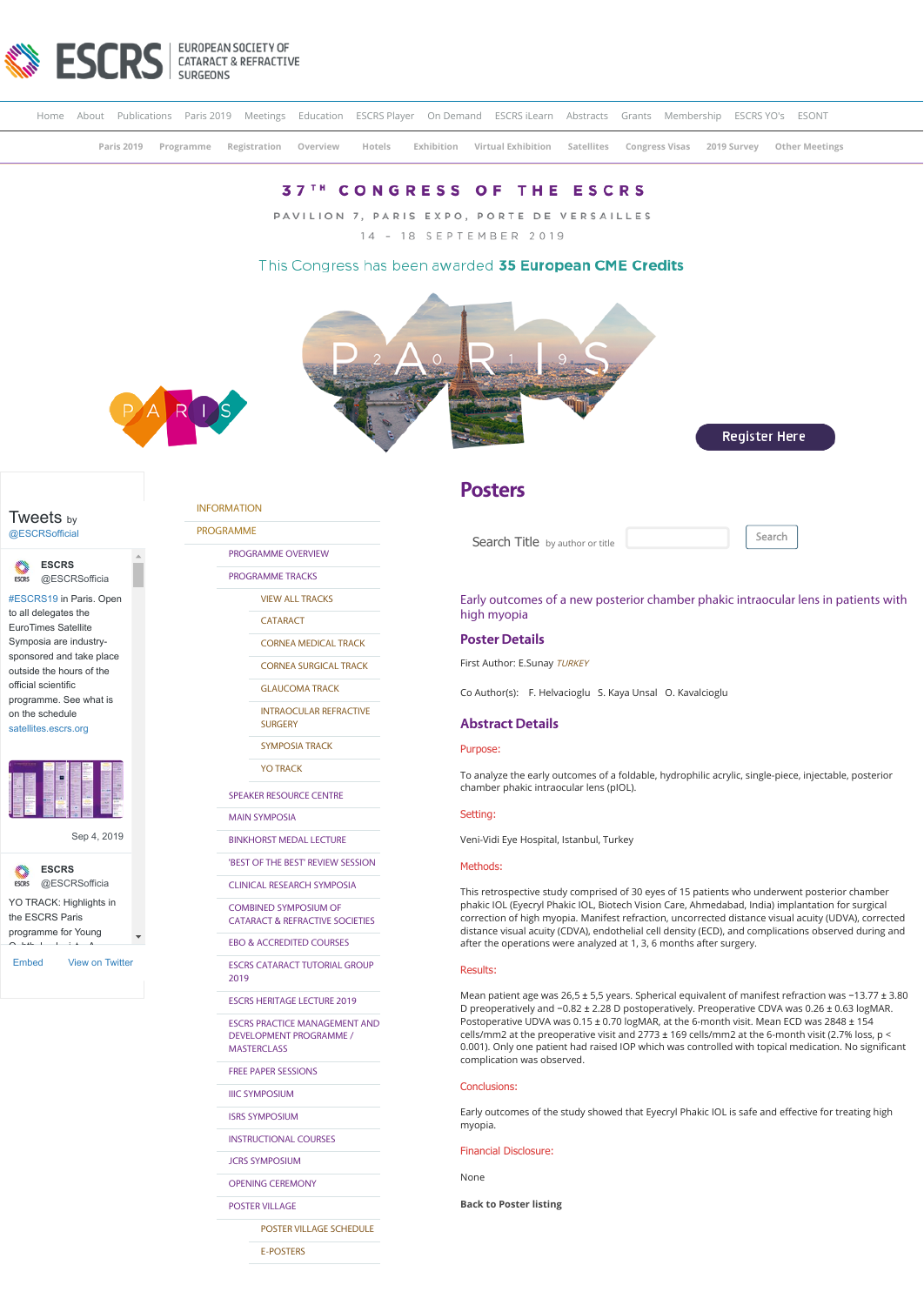ESCRS EUROPEAN SOCIETY OF CATARACT & REFRACTIVE SURGEONS

Home About Publications Paris 2019 Meetings Education ESCRS Player On Demand ESCRS iLearn Abstracts Grants Membership ESCRS YO's ESONT

Paris 2019 Programme Registration Overview Hotels Exhibition Virtual Exhibition Satellites Congress Visas 2019 Survey Other Meetings

# 37TH CONGRESS OF THE ESCRS

PAVILION 7, PARIS EXPO, PORTE DE VERSAILLES

14 - 18 SEPTEMBER 2019

This Congress has been awarded **35 European CME Credits**

Register Here

Tweets by @ESCRSofficial

ESCRS @ESCRSofficia

#ESCRS19 in Paris. Open to all delegates the EuroTimes Satellite Symposia are industry-sponsored and take place outside the hours of the official scientific programme. See what is on the schedule satellites.escrs.org

Sep 4, 2019

ESCRS @ESCRSofficia

YO TRACK: Highlights in the ESCRS Paris programme for Young

Embed View on Twitter

- INFORMATION
- PROGRAMME
  - PROGRAMME OVERVIEW
  - PROGRAMME TRACKS
    - VIEW ALL TRACKS
    - CATARACT
    - CORNEA MEDICAL TRACK
    - CORNEA SURGICAL TRACK
    - GLAUCOMA TRACK
    - INTRAOCULAR REFRACTIVE SURGERY
    - SYMPOSIA TRACK
    - YO TRACK
  - SPEAKER RESOURCE CENTRE
  - MAIN SYMPOSIA
  - BINKHORST MEDAL LECTURE
  - 'BEST OF THE BEST' REVIEW SESSION
  - CLINICAL RESEARCH SYMPOSIA
  - COMBINED SYMPOSIUM OF CATARACT & REFRACTIVE SOCIETIES
  - EBO & ACCREDITED COURSES
  - ESCRS CATARACT TUTORIAL GROUP 2019
  - ESCRS HERITAGE LECTURE 2019
  - ESCRS PRACTICE MANAGEMENT AND DEVELOPMENT PROGRAMME / MASTERCLASS
  - FREE PAPER SESSIONS
  - IIIC SYMPOSIUM
  - ISRS SYMPOSIUM
  - INSTRUCTIONAL COURSES
  - JCRS SYMPOSIUM
  - OPENING CEREMONY
  - POSTER VILLAGE
    - POSTER VILLAGE SCHEDULE
    - E-POSTERS

## Posters

Search Title by author or title Search

### Early outcomes of a new posterior chamber phakic intraocular lens in patients with high myopia

### Poster Details

First Author: E.Sunay *TURKEY*

Co Author(s): F. Helvacioglu S. Kaya Unsal O. Kavalcioglu

### Abstract Details

**Purpose:**

To analyze the early outcomes of a foldable, hydrophilic acrylic, single-piece, injectable, posterior chamber phakic intraocular lens (pIOL).

**Setting:**

Veni-Vidi Eye Hospital, Istanbul, Turkey

**Methods:**

This retrospective study comprised of 30 eyes of 15 patients who underwent posterior chamber phakic IOL (Eyecryl Phakic IOL, Biotech Vision Care, Ahmedabad, India) implantation for surgical correction of high myopia. Manifest refraction, uncorrected distance visual acuity (UDVA), corrected distance visual acuity (CDVA), endothelial cell density (ECD), and complications observed during and after the operations were analyzed at 1, 3, 6 months after surgery.

**Results:**

Mean patient age was 26,5 ± 5,5 years. Spherical equivalent of manifest refraction was −13.77 ± 3.80 D preoperatively and −0.82 ± 2.28 D postoperatively. Preoperative CDVA was 0.26 ± 0.63 logMAR. Postoperative UDVA was 0.15 ± 0.70 logMAR, at the 6-month visit. Mean ECD was 2848 ± 154 cells/mm2 at the preoperative visit and 2773 ± 169 cells/mm2 at the 6-month visit (2.7% loss, $p < 0.001$). Only one patient had raised IOP which was controlled with topical medication. No significant complication was observed.

**Conclusions:**

Early outcomes of the study showed that Eyecryl Phakic IOL is safe and effective for treating high myopia.

**Financial Disclosure:**

None

**Back to Poster listing**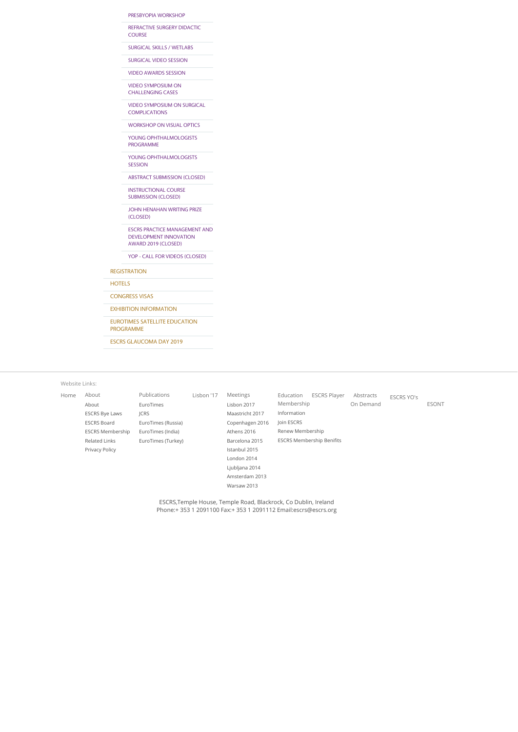- PRESBYOPIA WORKSHOP
- REFRACTIVE SURGERY DIDACTIC COURSE
- SURGICAL SKILLS / WETLABS
- SURGICAL VIDEO SESSION
- VIDEO AWARDS SESSION
- VIDEO SYMPOSIUM ON CHALLENGING CASES
- VIDEO SYMPOSIUM ON SURGICAL COMPLICATIONS
- WORKSHOP ON VISUAL OPTICS
- YOUNG OPHTHALMOLOGISTS PROGRAMME
- YOUNG OPHTHALMOLOGISTS SESSION
- ABSTRACT SUBMISSION (CLOSED)
- INSTRUCTIONAL COURSE SUBMISSION (CLOSED)
- JOHN HENAHAN WRITING PRIZE (CLOSED)
- ESCRS PRACTICE MANAGEMENT AND DEVELOPMENT INNOVATION AWARD 2019 (CLOSED)
- YOP - CALL FOR VIDEOS (CLOSED)

- REGISTRATION
- HOTELS
- CONGRESS VISAS
- EXHIBITION INFORMATION
- EUROTIMES SATELLITE EDUCATION PROGRAMME
- ESCRS GLAUCOMA DAY 2019

Website Links:

Home

About
- About
- ESCRS Bye Laws
- ESCRS Board
- ESCRS Membership
- Related Links
- Privacy Policy

Publications
- EuroTimes
- JCRS
- EuroTimes (Russia)
- EuroTimes (India)
- EuroTimes (Turkey)

Lisbon '17

Meetings
- Lisbon 2017
- Maastricht 2017
- Copenhagen 2016
- Athens 2016
- Barcelona 2015
- Istanbul 2015
- London 2014
- Ljubljana 2014
- Amsterdam 2013
- Warsaw 2013

Education

Membership
- Information
- Join ESCRS
- Renew Membership
- ESCRS Membership Benifits

ESCRS Player

Abstracts On Demand

ESCRS YO's

ESONT

ESCRS,Temple House, Temple Road, Blackrock, Co Dublin, Ireland
Phone:+ 353 1 2091100 Fax:+ 353 1 2091112 Email:escrs@escrs.org